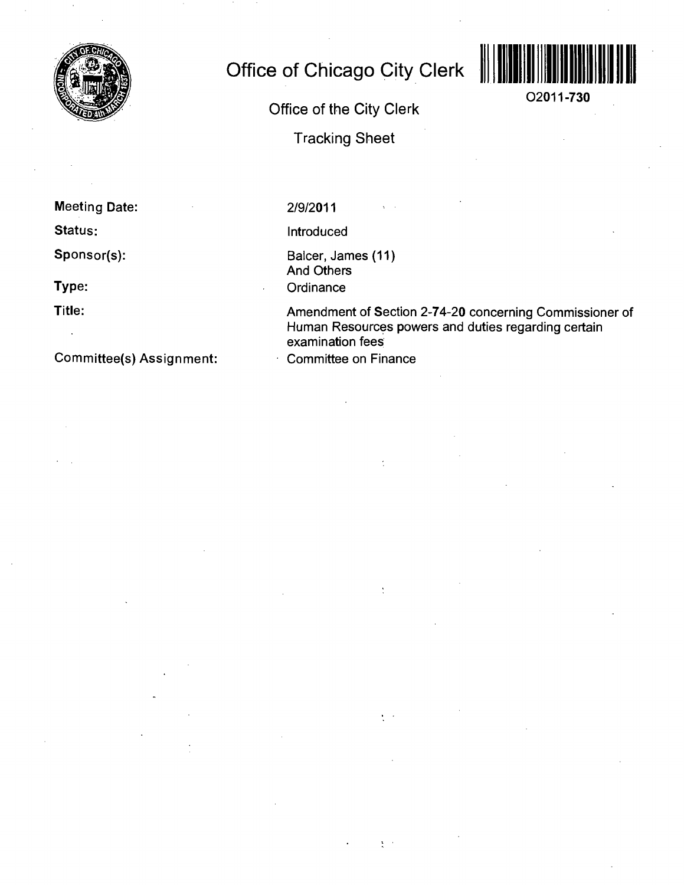# Office of Chicago City Clerk

O2011-730

## Office of the City Clerk

## Tracking Sheet

**Meeting Date:** 2/9/2011

**Status:** Introduced

**Sponsor(s):** Balcer, James (11)
And Others

**Type:** Ordinance

**Title:** Amendment of Section 2-74-20 concerning Commissioner of Human Resources powers and duties regarding certain examination fees

**Committee(s) Assignment:** Committee on Finance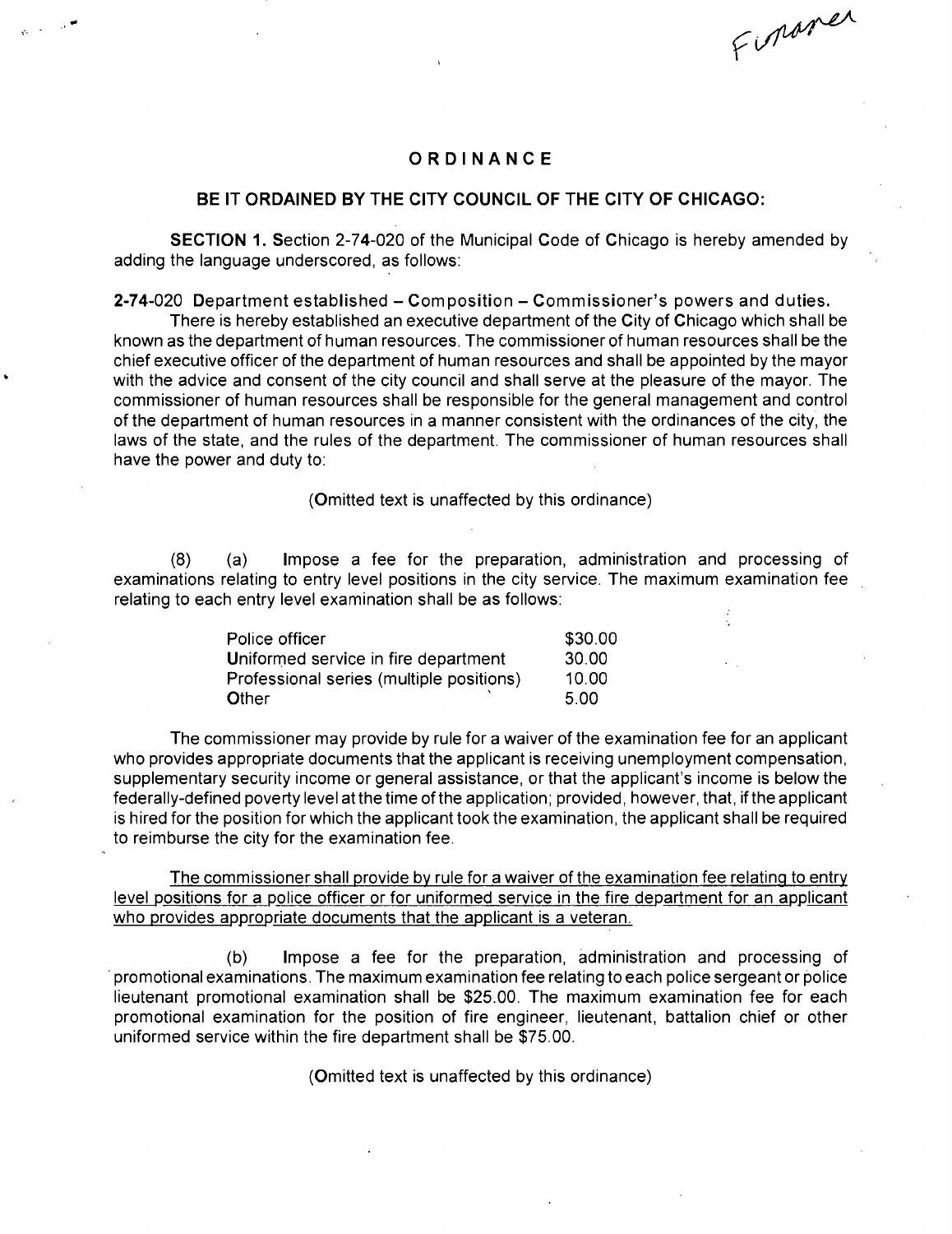Finance

# ORDINANCE

## BE IT ORDAINED BY THE CITY COUNCIL OF THE CITY OF CHICAGO:

**SECTION 1.** Section 2-74-020 of the Municipal Code of Chicago is hereby amended by adding the language underscored, as follows:

**2-74-020** Department established – Composition – Commissioner's powers and duties.

There is hereby established an executive department of the City of Chicago which shall be known as the department of human resources. The commissioner of human resources shall be the chief executive officer of the department of human resources and shall be appointed by the mayor with the advice and consent of the city council and shall serve at the pleasure of the mayor. The commissioner of human resources shall be responsible for the general management and control of the department of human resources in a manner consistent with the ordinances of the city, the laws of the state, and the rules of the department. The commissioner of human resources shall have the power and duty to:

(Omitted text is unaffected by this ordinance)

(8) (a) Impose a fee for the preparation, administration and processing of examinations relating to entry level positions in the city service. The maximum examination fee relating to each entry level examination shall be as follows:

| | |
|---|---|
| Police officer | \$30.00 |
| Uniformed service in fire department | 30.00 |
| Professional series (multiple positions) | 10.00 |
| Other | 5.00 |

The commissioner may provide by rule for a waiver of the examination fee for an applicant who provides appropriate documents that the applicant is receiving unemployment compensation, supplementary security income or general assistance, or that the applicant's income is below the federally-defined poverty level at the time of the application; provided, however, that, if the applicant is hired for the position for which the applicant took the examination, the applicant shall be required to reimburse the city for the examination fee.

<u>The commissioner shall provide by rule for a waiver of the examination fee relating to entry level positions for a police officer or for uniformed service in the fire department for an applicant who provides appropriate documents that the applicant is a veteran.</u>

(b) Impose a fee for the preparation, administration and processing of promotional examinations. The maximum examination fee relating to each police sergeant or police lieutenant promotional examination shall be \$25.00. The maximum examination fee for each promotional examination for the position of fire engineer, lieutenant, battalion chief or other uniformed service within the fire department shall be \$75.00.

(Omitted text is unaffected by this ordinance)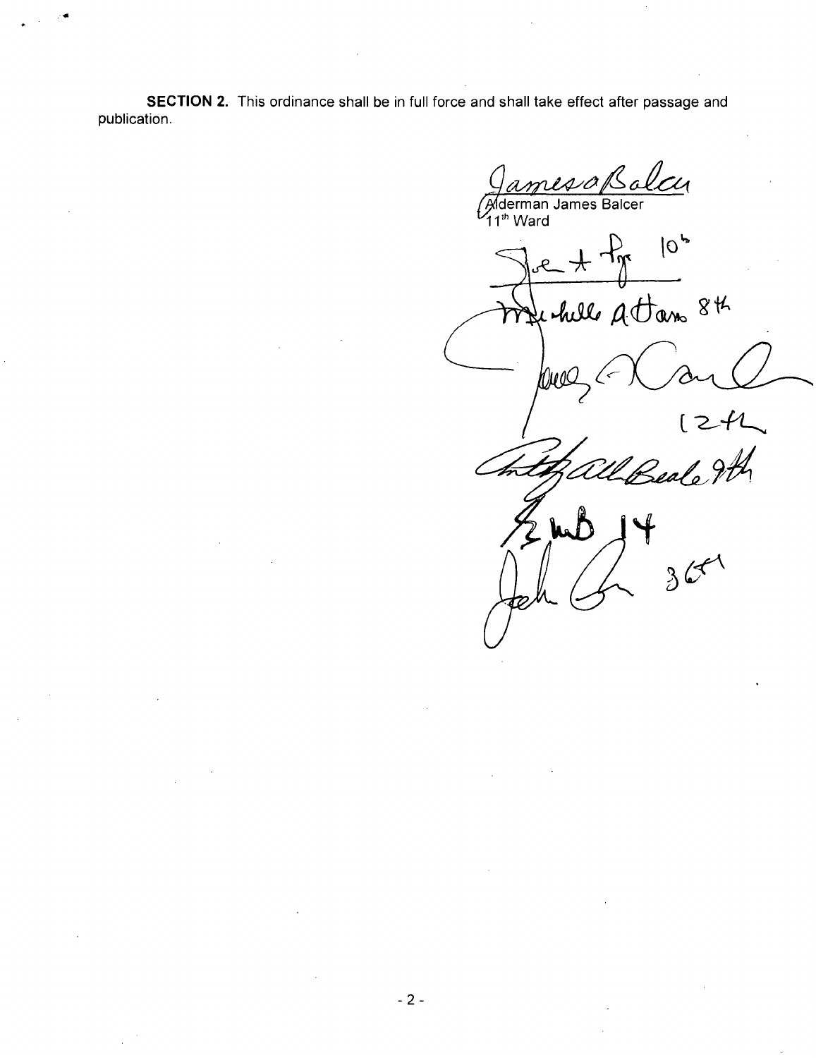**SECTION 2.** This ordinance shall be in full force and shall take effect after passage and publication.

James A Balcer
Alderman James Balcer
11th Ward

10th

Michelle A. Harris 8th

12th

Anthony Beale 9th

14

36th